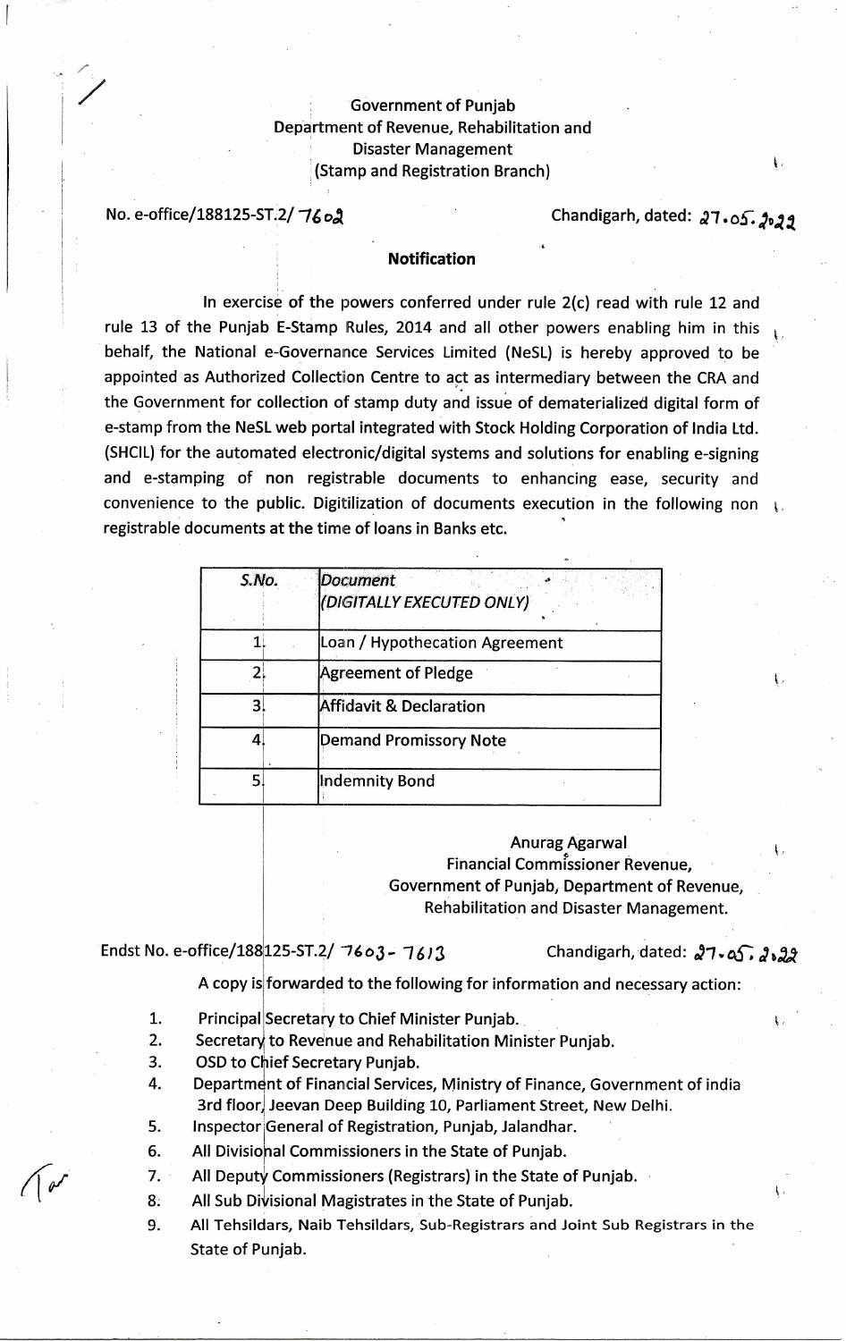Government of Punjab
Department of Revenue, Rehabilitation and Disaster Management
(Stamp and Registration Branch)

No. e-office/188125-ST.2/ 7602 Chandigarh, dated: 27.05.2022

**Notification**

In exercise of the powers conferred under rule 2(c) read with rule 12 and rule 13 of the Punjab E-Stamp Rules, 2014 and all other powers enabling him in this behalf, the National e-Governance Services Limited (NeSL) is hereby approved to be appointed as Authorized Collection Centre to act as intermediary between the CRA and the Government for collection of stamp duty and issue of dematerialized digital form of e-stamp from the NeSL web portal integrated with Stock Holding Corporation of India Ltd. (SHCIL) for the automated electronic/digital systems and solutions for enabling e-signing and e-stamping of non registrable documents to enhancing ease, security and convenience to the public. Digitilization of documents execution in the following non registrable documents at the time of loans in Banks etc.

| *S.No.* | *Document (DIGITALLY EXECUTED ONLY)* |
|---|---|
| 1. | Loan / Hypothecation Agreement |
| 2. | Agreement of Pledge |
| 3. | Affidavit & Declaration |
| 4. | Demand Promissory Note |
| 5. | Indemnity Bond |

Anurag Agarwal
Financial Commissioner Revenue,
Government of Punjab, Department of Revenue,
Rehabilitation and Disaster Management.

Endst No. e-office/188125-ST.2/ 7603- 7613 Chandigarh, dated: 27.05.2022

A copy is forwarded to the following for information and necessary action:

1. Principal Secretary to Chief Minister Punjab.
2. Secretary to Revenue and Rehabilitation Minister Punjab.
3. OSD to Chief Secretary Punjab.
4. Department of Financial Services, Ministry of Finance, Government of india 3rd floor, Jeevan Deep Building 10, Parliament Street, New Delhi.
5. Inspector General of Registration, Punjab, Jalandhar.
6. All Divisional Commissioners in the State of Punjab.
7. All Deputy Commissioners (Registrars) in the State of Punjab.
8. All Sub Divisional Magistrates in the State of Punjab.
9. All Tehsildars, Naib Tehsildars, Sub-Registrars and Joint Sub Registrars in the State of Punjab.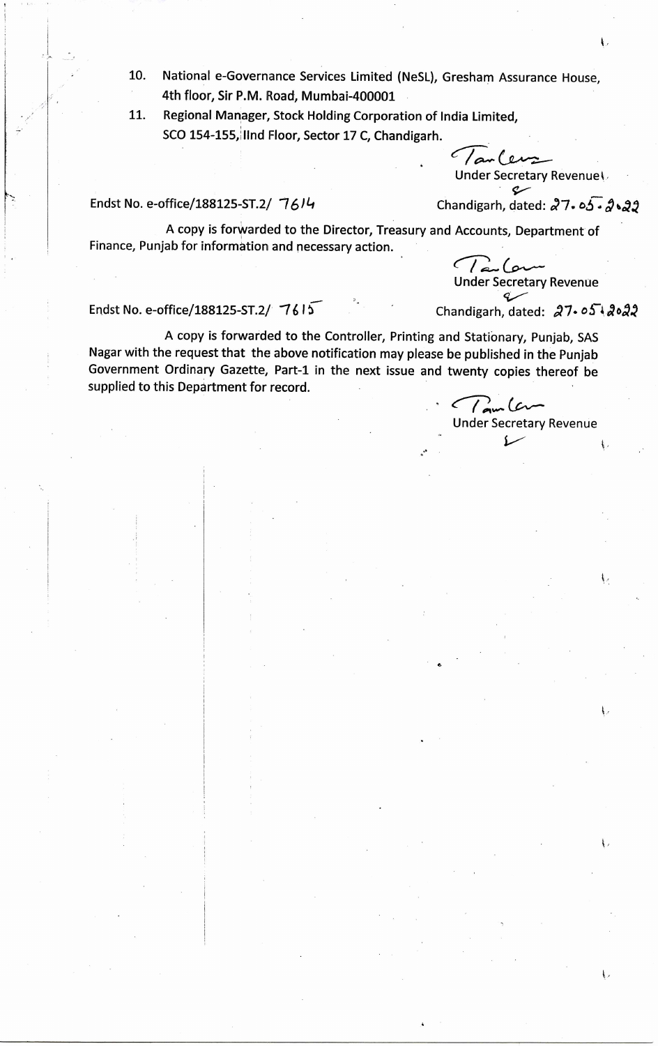10. National e-Governance Services Limited (NeSL), Gresham Assurance House, 4th floor, Sir P.M. Road, Mumbai-400001
11. Regional Manager, Stock Holding Corporation of India Limited, SCO 154-155, IInd Floor, Sector 17 C, Chandigarh.

Under Secretary Revenue

Endst No. e-office/188125-ST.2/ 7614 Chandigarh, dated: 27.05.2022

A copy is forwarded to the Director, Treasury and Accounts, Department of Finance, Punjab for information and necessary action.

Under Secretary Revenue

Endst No. e-office/188125-ST.2/ 7615 Chandigarh, dated: 27.05.2022

A copy is forwarded to the Controller, Printing and Stationary, Punjab, SAS Nagar with the request that the above notification may please be published in the Punjab Government Ordinary Gazette, Part-1 in the next issue and twenty copies thereof be supplied to this Department for record.

Under Secretary Revenue